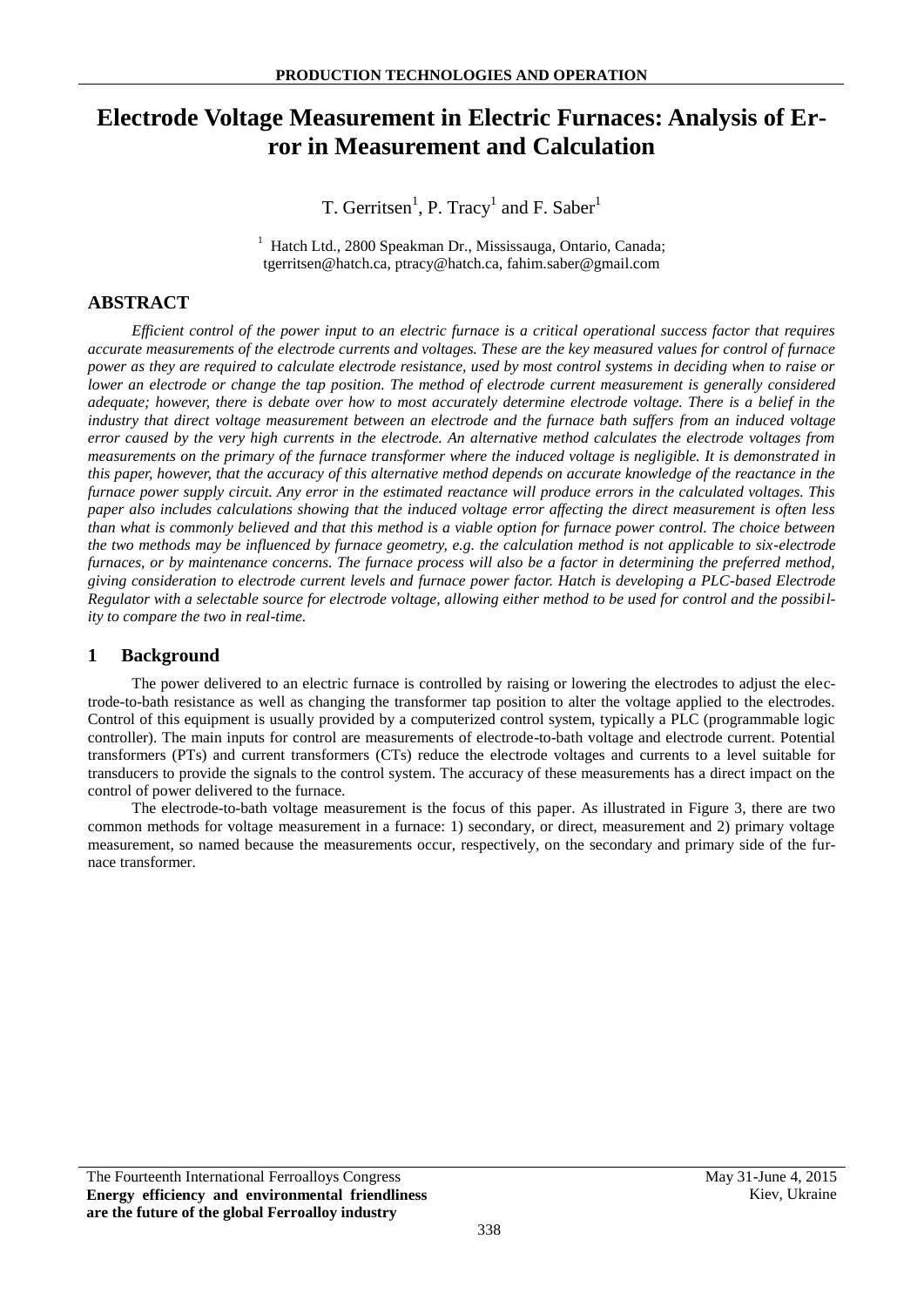# Electrode Voltage Measurement in Electric Furnaces: Analysis of Error in Measurement and Calculation

T. Gerritsen[1], P. Tracy[1] and F. Saber[1]

[1] Hatch Ltd., 2800 Speakman Dr., Mississauga, Ontario, Canada; tgerritsen@hatch.ca, ptracy@hatch.ca, fahim.saber@gmail.com

## ABSTRACT

*Efficient control of the power input to an electric furnace is a critical operational success factor that requires accurate measurements of the electrode currents and voltages. These are the key measured values for control of furnace power as they are required to calculate electrode resistance, used by most control systems in deciding when to raise or lower an electrode or change the tap position. The method of electrode current measurement is generally considered adequate; however, there is debate over how to most accurately determine electrode voltage. There is a belief in the industry that direct voltage measurement between an electrode and the furnace bath suffers from an induced voltage error caused by the very high currents in the electrode. An alternative method calculates the electrode voltages from measurements on the primary of the furnace transformer where the induced voltage is negligible. It is demonstrated in this paper, however, that the accuracy of this alternative method depends on accurate knowledge of the reactance in the furnace power supply circuit. Any error in the estimated reactance will produce errors in the calculated voltages. This paper also includes calculations showing that the induced voltage error affecting the direct measurement is often less than what is commonly believed and that this method is a viable option for furnace power control. The choice between the two methods may be influenced by furnace geometry, e.g. the calculation method is not applicable to six-electrode furnaces, or by maintenance concerns. The furnace process will also be a factor in determining the preferred method, giving consideration to electrode current levels and furnace power factor. Hatch is developing a PLC-based Electrode Regulator with a selectable source for electrode voltage, allowing either method to be used for control and the possibility to compare the two in real-time.*

## 1 Background

The power delivered to an electric furnace is controlled by raising or lowering the electrodes to adjust the electrode-to-bath resistance as well as changing the transformer tap position to alter the voltage applied to the electrodes. Control of this equipment is usually provided by a computerized control system, typically a PLC (programmable logic controller). The main inputs for control are measurements of electrode-to-bath voltage and electrode current. Potential transformers (PTs) and current transformers (CTs) reduce the electrode voltages and currents to a level suitable for transducers to provide the signals to the control system. The accuracy of these measurements has a direct impact on the control of power delivered to the furnace.

The electrode-to-bath voltage measurement is the focus of this paper. As illustrated in Figure 3, there are two common methods for voltage measurement in a furnace: 1) secondary, or direct, measurement and 2) primary voltage measurement, so named because the measurements occur, respectively, on the secondary and primary side of the furnace transformer.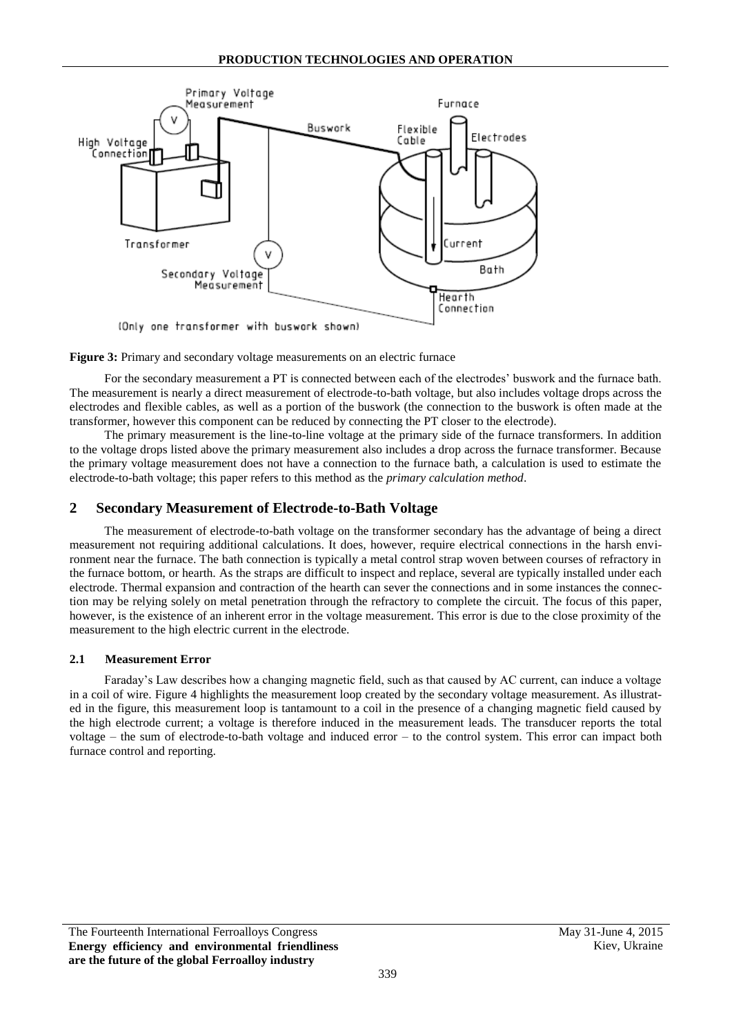**Figure 3:** Primary and secondary voltage measurements on an electric furnace

For the secondary measurement a PT is connected between each of the electrodes' buswork and the furnace bath. The measurement is nearly a direct measurement of electrode-to-bath voltage, but also includes voltage drops across the electrodes and flexible cables, as well as a portion of the buswork (the connection to the buswork is often made at the transformer, however this component can be reduced by connecting the PT closer to the electrode).

The primary measurement is the line-to-line voltage at the primary side of the furnace transformers. In addition to the voltage drops listed above the primary measurement also includes a drop across the furnace transformer. Because the primary voltage measurement does not have a connection to the furnace bath, a calculation is used to estimate the electrode-to-bath voltage; this paper refers to this method as the *primary calculation method*.

## 2 Secondary Measurement of Electrode-to-Bath Voltage

The measurement of electrode-to-bath voltage on the transformer secondary has the advantage of being a direct measurement not requiring additional calculations. It does, however, require electrical connections in the harsh environment near the furnace. The bath connection is typically a metal control strap woven between courses of refractory in the furnace bottom, or hearth. As the straps are difficult to inspect and replace, several are typically installed under each electrode. Thermal expansion and contraction of the hearth can sever the connections and in some instances the connection may be relying solely on metal penetration through the refractory to complete the circuit. The focus of this paper, however, is the existence of an inherent error in the voltage measurement. This error is due to the close proximity of the measurement to the high electric current in the electrode.

### 2.1 Measurement Error

Faraday's Law describes how a changing magnetic field, such as that caused by AC current, can induce a voltage in a coil of wire. Figure 4 highlights the measurement loop created by the secondary voltage measurement. As illustrated in the figure, this measurement loop is tantamount to a coil in the presence of a changing magnetic field caused by the high electrode current; a voltage is therefore induced in the measurement leads. The transducer reports the total voltage – the sum of electrode-to-bath voltage and induced error – to the control system. This error can impact both furnace control and reporting.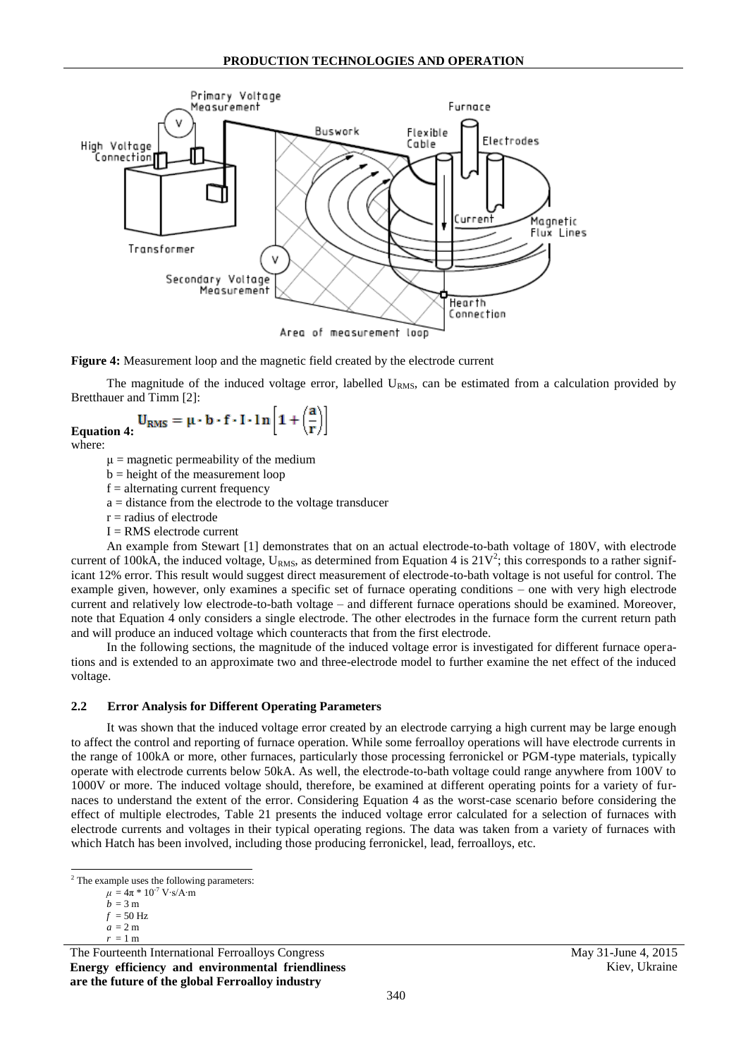**Figure 4:** Measurement loop and the magnetic field created by the electrode current

The magnitude of the induced voltage error, labelled $U_{RMS}$, can be estimated from a calculation provided by Bretthauer and Timm [2]:

**Equation 4:**

$$\mathbf{U_{RMS}} = \boldsymbol{\mu} \cdot \mathbf{b} \cdot \mathbf{f} \cdot \mathbf{I} \cdot \mathbf{ln}\left[\mathbf{1} + \left(\frac{\mathbf{a}}{\mathbf{r}}\right)\right]$$

where:

- $\mu$ = magnetic permeability of the medium
- b = height of the measurement loop
- f = alternating current frequency
- a = distance from the electrode to the voltage transducer
- r = radius of electrode
- I = RMS electrode current

An example from Stewart [1] demonstrates that on an actual electrode-to-bath voltage of 180V, with electrode current of 100kA, the induced voltage, $U_{RMS}$, as determined from Equation 4 is 21V[2]; this corresponds to a rather significant 12% error. This result would suggest direct measurement of electrode-to-bath voltage is not useful for control. The example given, however, only examines a specific set of furnace operating conditions – one with very high electrode current and relatively low electrode-to-bath voltage – and different furnace operations should be examined. Moreover, note that Equation 4 only considers a single electrode. The other electrodes in the furnace form the current return path and will produce an induced voltage which counteracts that from the first electrode.

In the following sections, the magnitude of the induced voltage error is investigated for different furnace operations and is extended to an approximate two and three-electrode model to further examine the net effect of the induced voltage.

### 2.2 Error Analysis for Different Operating Parameters

It was shown that the induced voltage error created by an electrode carrying a high current may be large enough to affect the control and reporting of furnace operation. While some ferroalloy operations will have electrode currents in the range of 100kA or more, other furnaces, particularly those processing ferronickel or PGM-type materials, typically operate with electrode currents below 50kA. As well, the electrode-to-bath voltage could range anywhere from 100V to 1000V or more. The induced voltage should, therefore, be examined at different operating points for a variety of furnaces to understand the extent of the error. Considering Equation 4 as the worst-case scenario before considering the effect of multiple electrodes, Table 21 presents the induced voltage error calculated for a selection of furnaces with electrode currents and voltages in their typical operating regions. The data was taken from a variety of furnaces with which Hatch has been involved, including those producing ferronickel, lead, ferroalloys, etc.

---

[2] The example uses the following parameters:

- $\mu = 4\pi * 10^{-7}$ V·s/A·m
- $b = 3$ m
- $f = 50$ Hz
- $a = 2$ m
- $r = 1$ m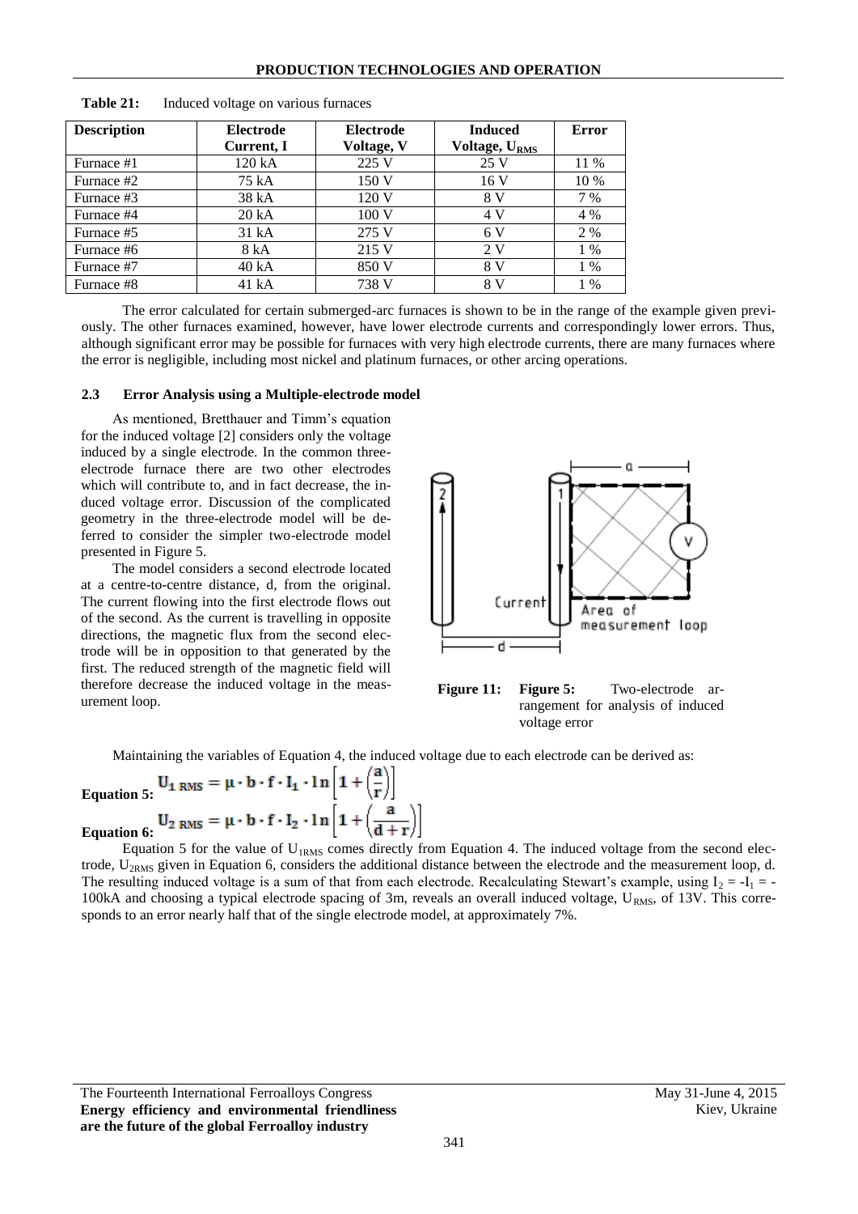**Table 21:** Induced voltage on various furnaces

| Description | Electrode Current, I | Electrode Voltage, V | Induced Voltage, $U_{RMS}$ | Error |
|---|---|---|---|---|
| Furnace #1 | 120 kA | 225 V | 25 V | 11 % |
| Furnace #2 | 75 kA | 150 V | 16 V | 10 % |
| Furnace #3 | 38 kA | 120 V | 8 V | 7 % |
| Furnace #4 | 20 kA | 100 V | 4 V | 4 % |
| Furnace #5 | 31 kA | 275 V | 6 V | 2 % |
| Furnace #6 | 8 kA | 215 V | 2 V | 1 % |
| Furnace #7 | 40 kA | 850 V | 8 V | 1 % |
| Furnace #8 | 41 kA | 738 V | 8 V | 1 % |

The error calculated for certain submerged-arc furnaces is shown to be in the range of the example given previously. The other furnaces examined, however, have lower electrode currents and correspondingly lower errors. Thus, although significant error may be possible for furnaces with very high electrode currents, there are many furnaces where the error is negligible, including most nickel and platinum furnaces, or other arcing operations.

### 2.3 Error Analysis using a Multiple-electrode model

As mentioned, Bretthauer and Timm's equation for the induced voltage [2] considers only the voltage induced by a single electrode. In the common three-electrode furnace there are two other electrodes which will contribute to, and in fact decrease, the induced voltage error. Discussion of the complicated geometry in the three-electrode model will be deferred to consider the simpler two-electrode model presented in Figure 5.

The model considers a second electrode located at a centre-to-centre distance, d, from the original. The current flowing into the first electrode flows out of the second. As the current is travelling in opposite directions, the magnetic flux from the second electrode will be in opposition to that generated by the first. The reduced strength of the magnetic field will therefore decrease the induced voltage in the measurement loop.

**Figure 11:** **Figure 5:** Two-electrode arrangement for analysis of induced voltage error

Maintaining the variables of Equation 4, the induced voltage due to each electrode can be derived as:

**Equation 5:** $$U_{1\,RMS} = \mu \cdot b \cdot f \cdot I_1 \cdot \ln\left[1 + \left(\frac{a}{r}\right)\right]$$

**Equation 6:** $$U_{2\,RMS} = \mu \cdot b \cdot f \cdot I_2 \cdot \ln\left[1 + \left(\frac{a}{d + r}\right)\right]$$

Equation 5 for the value of $U_{1RMS}$ comes directly from Equation 4. The induced voltage from the second electrode, $U_{2RMS}$ given in Equation 6, considers the additional distance between the electrode and the measurement loop, d. The resulting induced voltage is a sum of that from each electrode. Recalculating Stewart's example, using $I_2 = -I_1 = -100$kA and choosing a typical electrode spacing of 3m, reveals an overall induced voltage, $U_{RMS}$, of 13V. This corresponds to an error nearly half that of the single electrode model, at approximately 7%.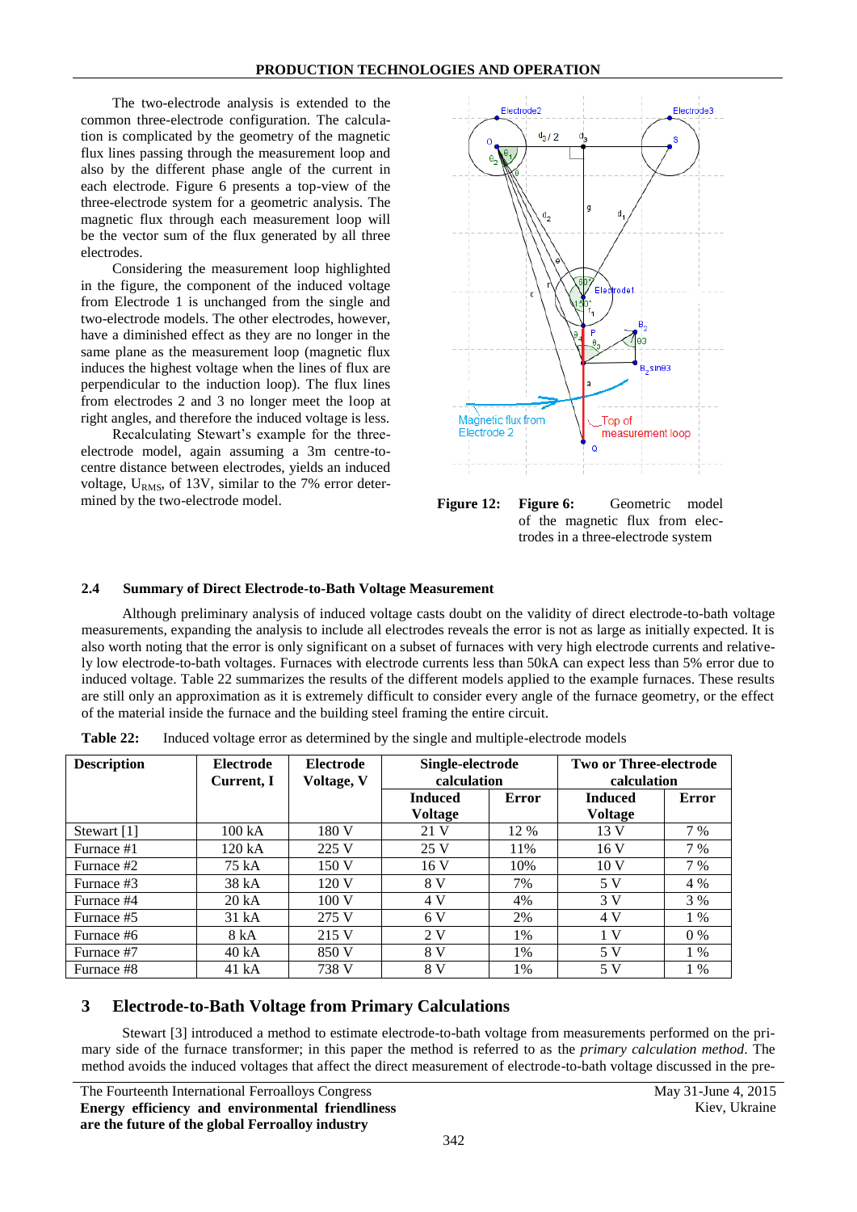The two-electrode analysis is extended to the common three-electrode configuration. The calculation is complicated by the geometry of the magnetic flux lines passing through the measurement loop and also by the different phase angle of the current in each electrode. Figure 6 presents a top-view of each electrode. The three-electrode system for a geometric analysis. The magnetic flux through each measurement loop will be the vector sum of the flux generated by all three electrodes.

Considering the measurement loop highlighted in the figure, the component of the induced voltage from Electrode 1 is unchanged from the single and two-electrode models. The other electrodes, however, have a diminished effect as they are no longer in the same plane as the measurement loop (magnetic flux induces the highest voltage when the lines of flux are perpendicular to the induction loop). The flux lines from electrodes 2 and 3 no longer meet the loop at right angles, and therefore the induced voltage is less.

Recalculating Stewart's example for the three-electrode model, again assuming a 3m centre-to-centre distance between electrodes, yields an induced voltage, $U_{RMS}$, of 13V, similar to the 7% error determined by the two-electrode model.

**Figure 12:** **Figure 6:** Geometric model of the magnetic flux from electrodes in a three-electrode system

### 2.4 Summary of Direct Electrode-to-Bath Voltage Measurement

Although preliminary analysis of induced voltage casts doubt on the validity of direct electrode-to-bath voltage measurements, expanding the analysis to include all electrodes reveals the error is not as large as initially expected. It is also worth noting that the error is only significant on a subset of furnaces with very high electrode currents and relatively low electrode-to-bath voltages. Furnaces with electrode currents less than 50kA can expect less than 5% error due to induced voltage. Table 22 summarizes the results of the different models applied to the example furnaces. These results are still only an approximation as it is extremely difficult to consider every angle of the furnace geometry, or the effect of the material inside the furnace and the building steel framing the entire circuit.

**Table 22:** Induced voltage error as determined by the single and multiple-electrode models

| Description | Electrode Current, I | Electrode Voltage, V | Single-electrode calculation | | Two or Three-electrode calculation | |
|---|---|---|---|---|---|---|
| | | | Induced Voltage | Error | Induced Voltage | Error |
| Stewart [1] | 100 kA | 180 V | 21 V | 12 % | 13 V | 7 % |
| Furnace #1 | 120 kA | 225 V | 25 V | 11% | 16 V | 7 % |
| Furnace #2 | 75 kA | 150 V | 16 V | 10% | 10 V | 7 % |
| Furnace #3 | 38 kA | 120 V | 8 V | 7% | 5 V | 4 % |
| Furnace #4 | 20 kA | 100 V | 4 V | 4% | 3 V | 3 % |
| Furnace #5 | 31 kA | 275 V | 6 V | 2% | 4 V | 1 % |
| Furnace #6 | 8 kA | 215 V | 2 V | 1% | 1 V | 0 % |
| Furnace #7 | 40 kA | 850 V | 8 V | 1% | 5 V | 1 % |
| Furnace #8 | 41 kA | 738 V | 8 V | 1% | 5 V | 1 % |

## 3 Electrode-to-Bath Voltage from Primary Calculations

Stewart [3] introduced a method to estimate electrode-to-bath voltage from measurements performed on the primary side of the furnace transformer; in this paper the method is referred to as the *primary calculation method*. The method avoids the induced voltages that affect the direct measurement of electrode-to-bath voltage discussed in the pre-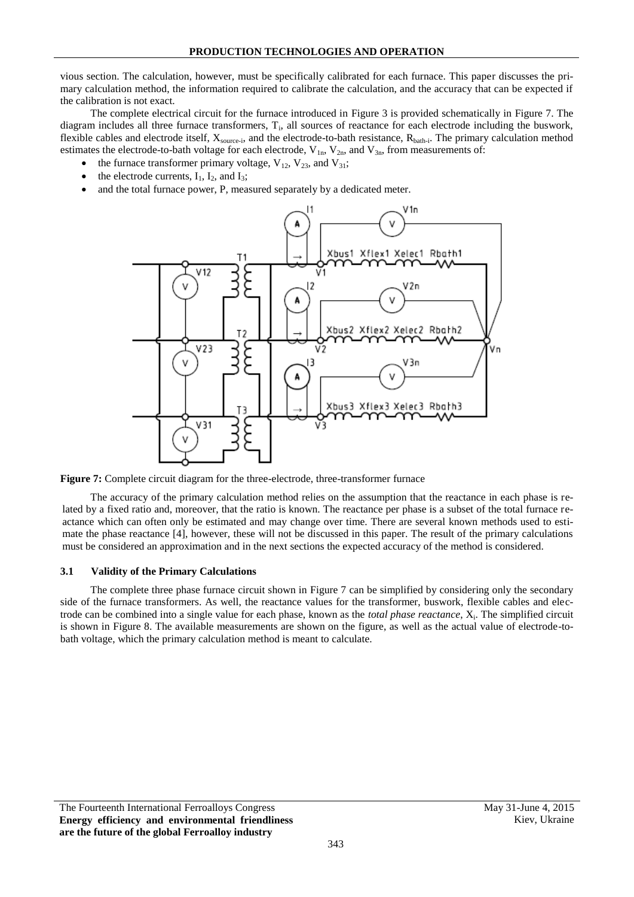vious section. The calculation, however, must be specifically calibrated for each furnace. This paper discusses the primary calculation method, the information required to calibrate the calculation, and the accuracy that can be expected if the calibration is not exact.

The complete electrical circuit for the furnace introduced in Figure 3 is provided schematically in Figure 7. The diagram includes all three furnace transformers, $T_i$, all sources of reactance for each electrode including the buswork, flexible cables and electrode itself, $X_{source-i}$, and the electrode-to-bath resistance, $R_{bath-i}$. The primary calculation method estimates the electrode-to-bath voltage for each electrode, $V_{1n}$, $V_{2n}$, and $V_{3n}$, from measurements of:

- the furnace transformer primary voltage, $V_{12}$, $V_{23}$, and $V_{31}$;
- the electrode currents, $I_1$, $I_2$, and $I_3$;
- and the total furnace power, P, measured separately by a dedicated meter.

**Figure 7:** Complete circuit diagram for the three-electrode, three-transformer furnace

The accuracy of the primary calculation method relies on the assumption that the reactance in each phase is related by a fixed ratio and, moreover, that the ratio is known. The reactance per phase is a subset of the total furnace reactance which can often only be estimated and may change over time. There are several known methods used to estimate the phase reactance [4], however, these will not be discussed in this paper. The result of the primary calculations must be considered an approximation and in the next sections the expected accuracy of the method is considered.

### 3.1 Validity of the Primary Calculations

The complete three phase furnace circuit shown in Figure 7 can be simplified by considering only the secondary side of the furnace transformers. As well, the reactance values for the transformer, buswork, flexible cables and electrode can be combined into a single value for each phase, known as the *total phase reactance*, $X_i$. The simplified circuit is shown in Figure 8. The available measurements are shown on the figure, as well as the actual value of electrode-to-bath voltage, which the primary calculation method is meant to calculate.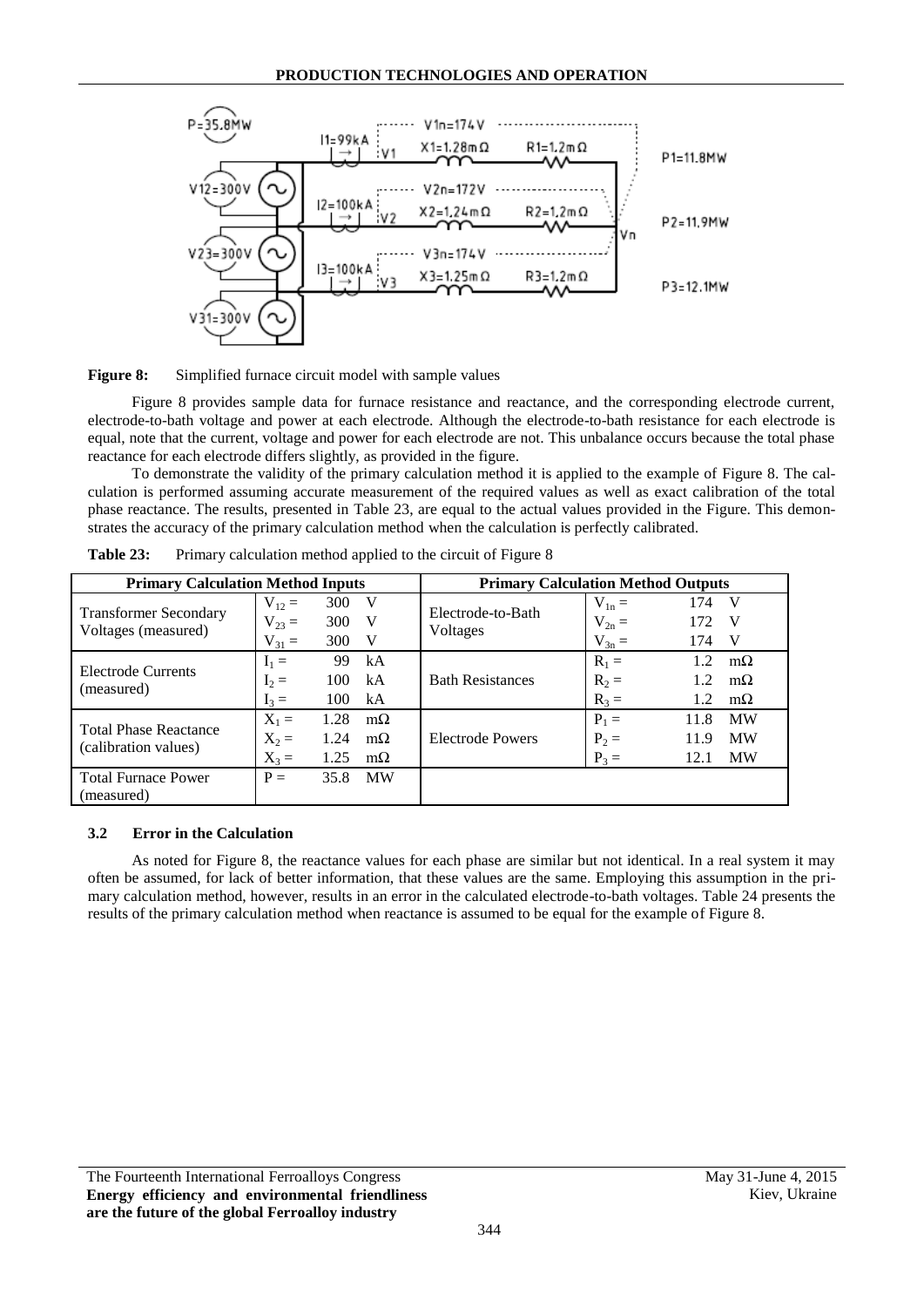**Figure 8:** Simplified furnace circuit model with sample values

Figure 8 provides sample data for furnace resistance and reactance, and the corresponding electrode current, electrode-to-bath voltage and power at each electrode. Although the electrode-to-bath resistance for each electrode is equal, note that the current, voltage and power for each electrode are not. This unbalance occurs because the total phase reactance for each electrode differs slightly, as provided in the figure.

To demonstrate the validity of the primary calculation method it is applied to the example of Figure 8. The calculation is performed assuming accurate measurement of the required values as well as exact calibration of the total phase reactance. The results, presented in Table 23, are equal to the actual values provided in the Figure. This demonstrates the accuracy of the primary calculation method when the calculation is perfectly calibrated.

**Table 23:** Primary calculation method applied to the circuit of Figure 8

| Primary Calculation Method Inputs | | Primary Calculation Method Outputs | |
|---|---|---|---|
| Transformer Secondary Voltages (measured) | $V_{12}$ = 300 V<br>$V_{23}$ = 300 V<br>$V_{31}$ = 300 V | Electrode-to-Bath Voltages | $V_{1n}$ = 174 V<br>$V_{2n}$ = 172 V<br>$V_{3n}$ = 174 V |
| Electrode Currents (measured) | $I_1$ = 99 kA<br>$I_2$ = 100 kA<br>$I_3$ = 100 kA | Bath Resistances | $R_1$ = 1.2 mΩ<br>$R_2$ = 1.2 mΩ<br>$R_3$ = 1.2 mΩ |
| Total Phase Reactance (calibration values) | $X_1$ = 1.28 mΩ<br>$X_2$ = 1.24 mΩ<br>$X_3$ = 1.25 mΩ | Electrode Powers | $P_1$ = 11.8 MW<br>$P_2$ = 11.9 MW<br>$P_3$ = 12.1 MW |
| Total Furnace Power (measured) | P = 35.8 MW | | |

### 3.2 Error in the Calculation

As noted for Figure 8, the reactance values for each phase are similar but not identical. In a real system it may often be assumed, for lack of better information, that these values are the same. Employing this assumption in the primary calculation method, however, results in an error in the calculated electrode-to-bath voltages. Table 24 presents the results of the primary calculation method when reactance is assumed to be equal for the example of Figure 8.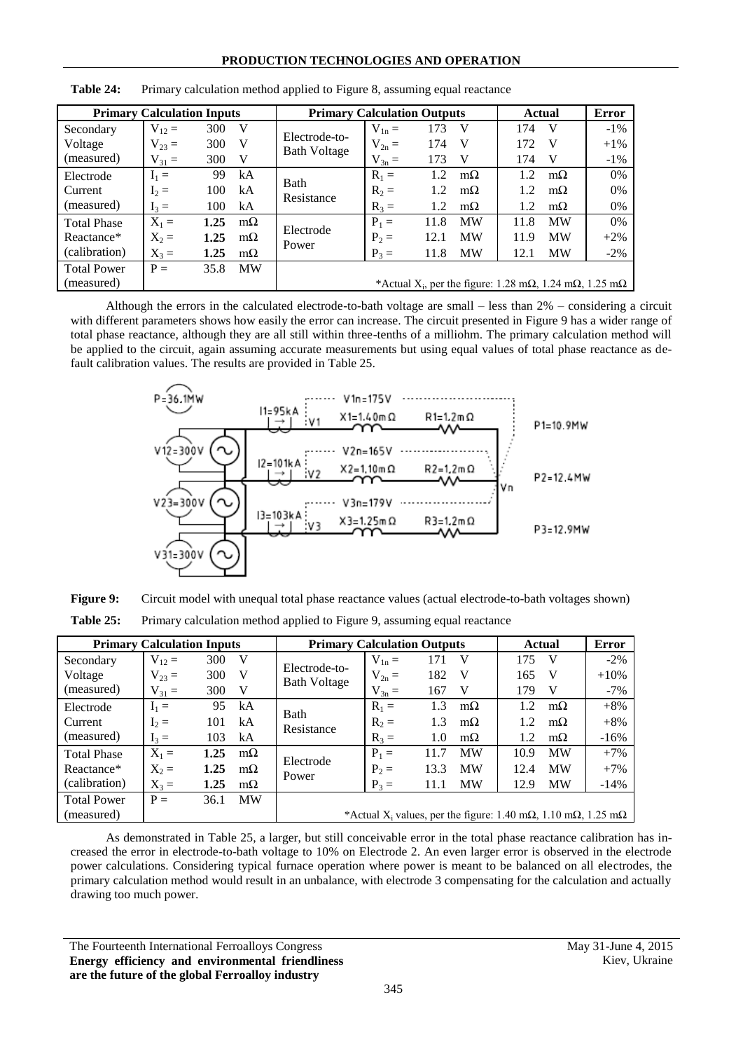**Table 24:** Primary calculation method applied to Figure 8, assuming equal reactance

| Primary Calculation Inputs | | | | Primary Calculation Outputs | | | | Actual | | Error |
|---|---|---|---|---|---|---|---|---|---|---|
| Secondary Voltage (measured) | $V_{12}$ = | 300 | V | Electrode-to-Bath Voltage | $V_{1n}$ = | 173 | V | 174 | V | -1% |
| | $V_{23}$ = | 300 | V | | $V_{2n}$ = | 174 | V | 172 | V | +1% |
| | $V_{31}$ = | 300 | V | | $V_{3n}$ = | 173 | V | 174 | V | -1% |
| Electrode Current (measured) | $I_1$ = | 99 | kA | Bath Resistance | $R_1$ = | 1.2 | mΩ | 1.2 | mΩ | 0% |
| | $I_2$ = | 100 | kA | | $R_2$ = | 1.2 | mΩ | 1.2 | mΩ | 0% |
| | $I_3$ = | 100 | kA | | $R_3$ = | 1.2 | mΩ | 1.2 | mΩ | 0% |
| Total Phase Reactance* (calibration) | $X_1$ = | **1.25** | mΩ | Electrode Power | $P_1$ = | 11.8 | MW | 11.8 | MW | 0% |
| | $X_2$ = | **1.25** | mΩ | | $P_2$ = | 12.1 | MW | 11.9 | MW | +2% |
| | $X_3$ = | **1.25** | mΩ | | $P_3$ = | 11.8 | MW | 12.1 | MW | -2% |
| Total Power (measured) | P = | 35.8 | MW | *Actual $X_i$, per the figure: 1.28 mΩ, 1.24 mΩ, 1.25 mΩ | | | | | | |

Although the errors in the calculated electrode-to-bath voltage are small – less than 2% – considering a circuit with different parameters shows how easily the error can increase. The circuit presented in Figure 9 has a wider range of total phase reactance, although they are all still within three-tenths of a milliohm. The primary calculation method will be applied to the circuit, again assuming accurate measurements but using equal values of total phase reactance as default calibration values. The results are provided in Table 25.

**Figure 9:** Circuit model with unequal total phase reactance values (actual electrode-to-bath voltages shown)

**Table 25:** Primary calculation method applied to Figure 9, assuming equal reactance

| Primary Calculation Inputs | | | | Primary Calculation Outputs | | | | Actual | | Error |
|---|---|---|---|---|---|---|---|---|---|---|
| Secondary Voltage (measured) | $V_{12}$ = | 300 | V | Electrode-to-Bath Voltage | $V_{1n}$ = | 171 | V | 175 | V | -2% |
| | $V_{23}$ = | 300 | V | | $V_{2n}$ = | 182 | V | 165 | V | +10% |
| | $V_{31}$ = | 300 | V | | $V_{3n}$ = | 167 | V | 179 | V | -7% |
| Electrode Current (measured) | $I_1$ = | 95 | kA | Bath Resistance | $R_1$ = | 1.3 | mΩ | 1.2 | mΩ | +8% |
| | $I_2$ = | 101 | kA | | $R_2$ = | 1.3 | mΩ | 1.2 | mΩ | +8% |
| | $I_3$ = | 103 | kA | | $R_3$ = | 1.0 | mΩ | 1.2 | mΩ | -16% |
| Total Phase Reactance* (calibration) | $X_1$ = | **1.25** | mΩ | Electrode Power | $P_1$ = | 11.7 | MW | 10.9 | MW | +7% |
| | $X_2$ = | **1.25** | mΩ | | $P_2$ = | 13.3 | MW | 12.4 | MW | +7% |
| | $X_3$ = | **1.25** | mΩ | | $P_3$ = | 11.1 | MW | 12.9 | MW | -14% |
| Total Power (measured) | P = | 36.1 | MW | *Actual $X_i$ values, per the figure: 1.40 mΩ, 1.10 mΩ, 1.25 mΩ | | | | | | |

As demonstrated in Table 25, a larger, but still conceivable error in the total phase reactance calibration has increased the error in electrode-to-bath voltage to 10% on Electrode 2. An even larger error is observed in the electrode power calculations. Considering typical furnace operation where power is meant to be balanced on all electrodes, the primary calculation method would result in an unbalance, with electrode 3 compensating for the calculation and actually drawing too much power.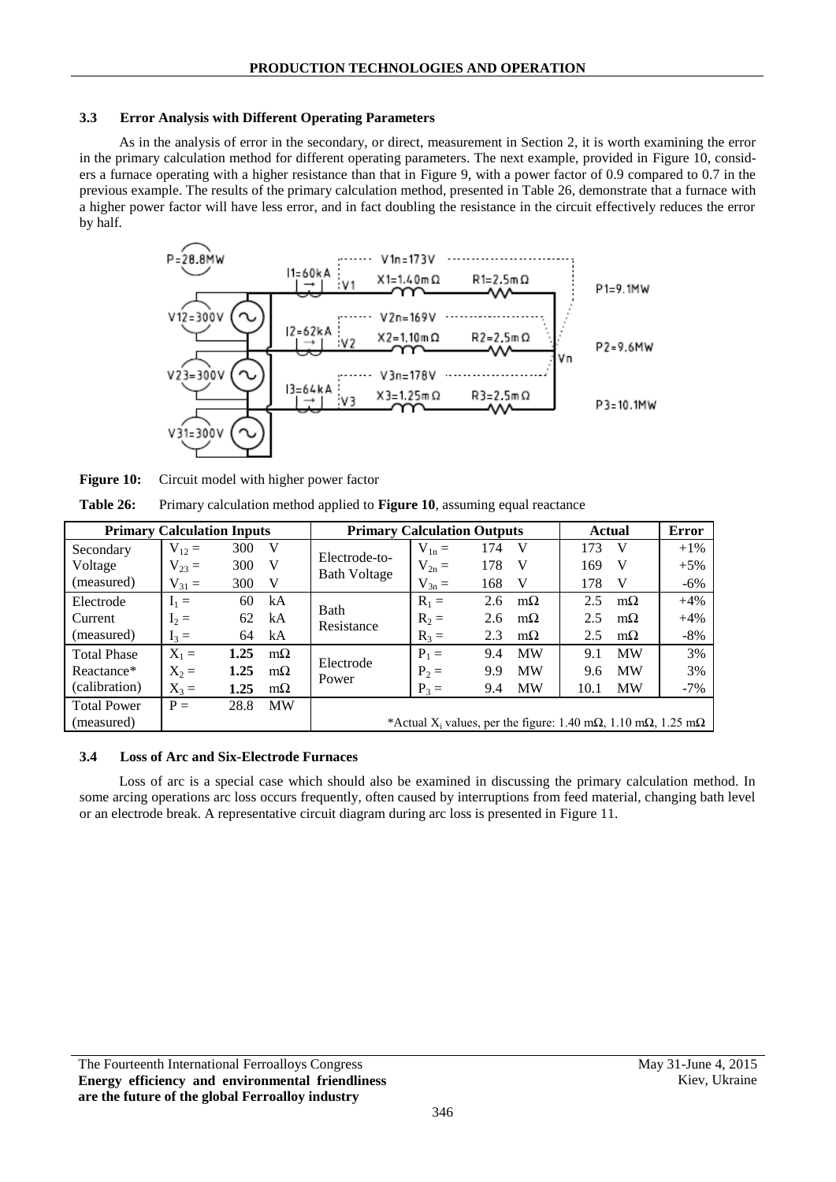### 3.3 Error Analysis with Different Operating Parameters

As in the analysis of error in the secondary, or direct, measurement in Section 2, it is worth examining the error in the primary calculation method for different operating parameters. The next example, provided in Figure 10, considers a furnace operating with a higher resistance than that in Figure 9, with a power factor of 0.9 compared to 0.7 in the previous example. The results of the primary calculation method, presented in Table 26, demonstrate that a furnace with a higher power factor will have less error, and in fact doubling the resistance in the circuit effectively reduces the error by half.

**Figure 10:** Circuit model with higher power factor

**Table 26:** Primary calculation method applied to **Figure 10**, assuming equal reactance

| Primary Calculation Inputs | | | | Primary Calculation Outputs | | | | Actual | | Error |
|---|---|---|---|---|---|---|---|---|---|---|
| Secondary Voltage (measured) | $V_{12}$ = | 300 | V | Electrode-to-Bath Voltage | $V_{1n}$ = | 174 | V | 173 | V | +1% |
| | $V_{23}$ = | 300 | V | | $V_{2n}$ = | 178 | V | 169 | V | +5% |
| | $V_{31}$ = | 300 | V | | $V_{3n}$ = | 168 | V | 178 | V | -6% |
| Electrode Current (measured) | $I_1$ = | 60 | kA | Bath Resistance | $R_1$ = | 2.6 | mΩ | 2.5 | mΩ | +4% |
| | $I_2$ = | 62 | kA | | $R_2$ = | 2.6 | mΩ | 2.5 | mΩ | +4% |
| | $I_3$ = | 64 | kA | | $R_3$ = | 2.3 | mΩ | 2.5 | mΩ | -8% |
| Total Phase Reactance* (calibration) | $X_1$ = | **1.25** | mΩ | Electrode Power | $P_1$ = | 9.4 | MW | 9.1 | MW | 3% |
| | $X_2$ = | **1.25** | mΩ | | $P_2$ = | 9.9 | MW | 9.6 | MW | 3% |
| | $X_3$ = | **1.25** | mΩ | | $P_3$ = | 9.4 | MW | 10.1 | MW | -7% |
| Total Power (measured) | P = | 28.8 | MW | *Actual $X_i$ values, per the figure: 1.40 mΩ, 1.10 mΩ, 1.25 mΩ | | | | | | |

### 3.4 Loss of Arc and Six-Electrode Furnaces

Loss of arc is a special case which should also be examined in discussing the primary calculation method. In some arcing operations arc loss occurs frequently, often caused by interruptions from feed material, changing bath level or an electrode break. A representative circuit diagram during arc loss is presented in Figure 11.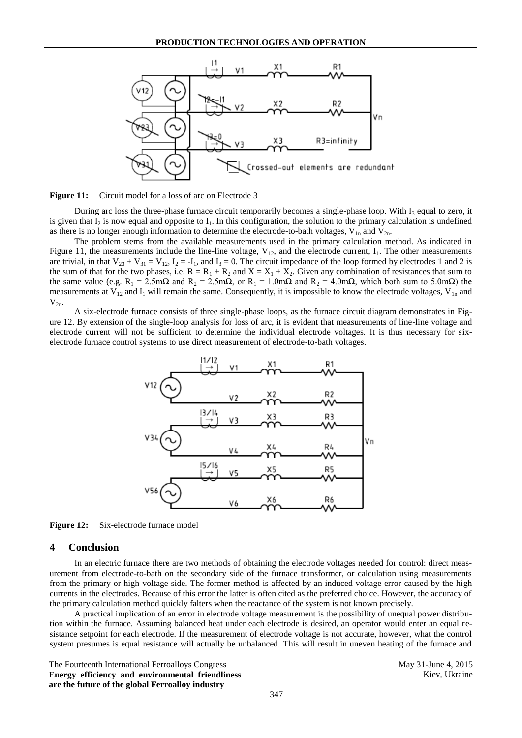**Figure 11:** Circuit model for a loss of arc on Electrode 3

During arc loss the three-phase furnace circuit temporarily becomes a single-phase loop. With $I_3$ equal to zero, it is given that $I_2$ is now equal and opposite to $I_1$. In this configuration, the solution to the primary calculation is undefined as there is no longer enough information to determine the electrode-to-bath voltages, $V_{1n}$ and $V_{2n}$.

The problem stems from the available measurements used in the primary calculation method. As indicated in Figure 11, the measurements include the line-line voltage, $V_{12}$, and the electrode current, $I_1$. The other measurements are trivial, in that $V_{23} + V_{31} = V_{12}$, $I_2 = -I_1$, and $I_3 = 0$. The circuit impedance of the loop formed by electrodes 1 and 2 is the sum of that for the two phases, i.e. $R = R_1 + R_2$ and $X = X_1 + X_2$. Given any combination of resistances that sum to the same value (e.g. $R_1 = 2.5\text{m}\Omega$ and $R_2 = 2.5\text{m}\Omega$, or $R_1 = 1.0\text{m}\Omega$ and $R_2 = 4.0\text{m}\Omega$, which both sum to $5.0\text{m}\Omega$) the measurements at $V_{12}$ and $I_1$ will remain the same. Consequently, it is impossible to know the electrode voltages, $V_{1n}$ and $V_{2n}$.

A six-electrode furnace consists of three single-phase loops, as the furnace circuit diagram demonstrates in Figure 12. By extension of the single-loop analysis for loss of arc, it is evident that measurements of line-line voltage and electrode current will not be sufficient to determine the individual electrode voltages. It is thus necessary for six-electrode furnace control systems to use direct measurement of electrode-to-bath voltages.

**Figure 12:** Six-electrode furnace model

## 4 Conclusion

In an electric furnace there are two methods of obtaining the electrode voltages needed for control: direct measurement from electrode-to-bath on the secondary side of the furnace transformer, or calculation using measurements from the primary or high-voltage side. The former method is affected by an induced voltage error caused by the high currents in the electrodes. Because of this error the latter is often cited as the preferred choice. However, the accuracy of the primary calculation method quickly falters when the reactance of the system is not known precisely.

A practical implication of an error in electrode voltage measurement is the possibility of unequal power distribution within the furnace. Assuming balanced heat under each electrode is desired, an operator would enter an equal resistance setpoint for each electrode. If the measurement of electrode voltage is not accurate, however, what the control system presumes is equal resistance will actually be unbalanced. This will result in uneven heating of the furnace and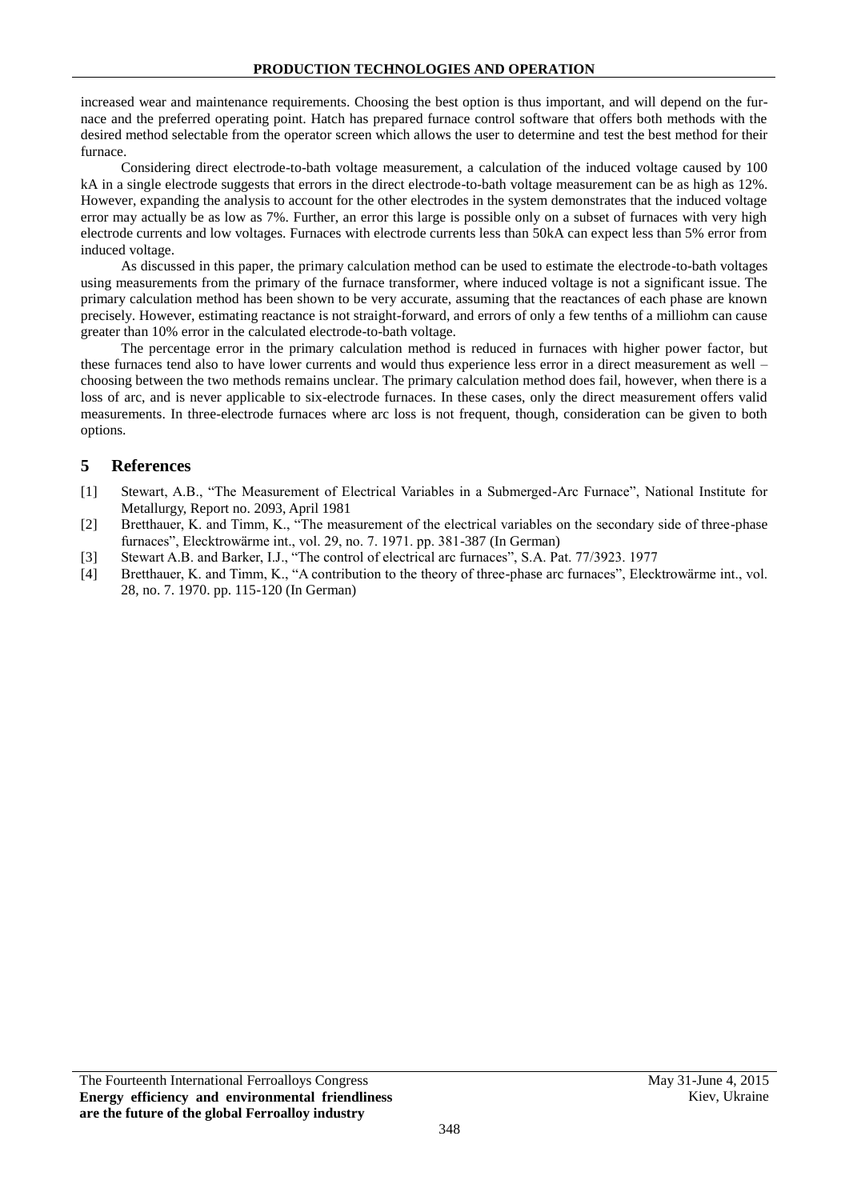increased wear and maintenance requirements. Choosing the best option is thus important, and will depend on the furnace and the preferred operating point. Hatch has prepared furnace control software that offers both methods with the desired method selectable from the operator screen which allows the user to determine and test the best method for their furnace.

Considering direct electrode-to-bath voltage measurement, a calculation of the induced voltage caused by 100 kA in a single electrode suggests that errors in the direct electrode-to-bath voltage measurement can be as high as 12%. However, expanding the analysis to account for the other electrodes in the system demonstrates that the induced voltage error may actually be as low as 7%. Further, an error this large is possible only on a subset of furnaces with very high electrode currents and low voltages. Furnaces with electrode currents less than 50kA can expect less than 5% error from induced voltage.

As discussed in this paper, the primary calculation method can be used to estimate the electrode-to-bath voltages using measurements from the primary of the furnace transformer, where induced voltage is not a significant issue. The primary calculation method has been shown to be very accurate, assuming that the reactances of each phase are known precisely. However, estimating reactance is not straight-forward, and errors of only a few tenths of a milliohm can cause greater than 10% error in the calculated electrode-to-bath voltage.

The percentage error in the primary calculation method is reduced in furnaces with higher power factor, but these furnaces tend also to have lower currents and would thus experience less error in a direct measurement as well – choosing between the two methods remains unclear. The primary calculation method does fail, however, when there is a loss of arc, and is never applicable to six-electrode furnaces. In these cases, only the direct measurement offers valid measurements. In three-electrode furnaces where arc loss is not frequent, though, consideration can be given to both options.

## 5 References

[1] Stewart, A.B., "The Measurement of Electrical Variables in a Submerged-Arc Furnace", National Institute for Metallurgy, Report no. 2093, April 1981

[2] Bretthauer, K. and Timm, K., "The measurement of the electrical variables on the secondary side of three-phase furnaces", Elecktrowärme int., vol. 29, no. 7. 1971. pp. 381-387 (In German)

[3] Stewart A.B. and Barker, I.J., "The control of electrical arc furnaces", S.A. Pat. 77/3923. 1977

[4] Bretthauer, K. and Timm, K., "A contribution to the theory of three-phase arc furnaces", Elecktrowärme int., vol. 28, no. 7. 1970. pp. 115-120 (In German)